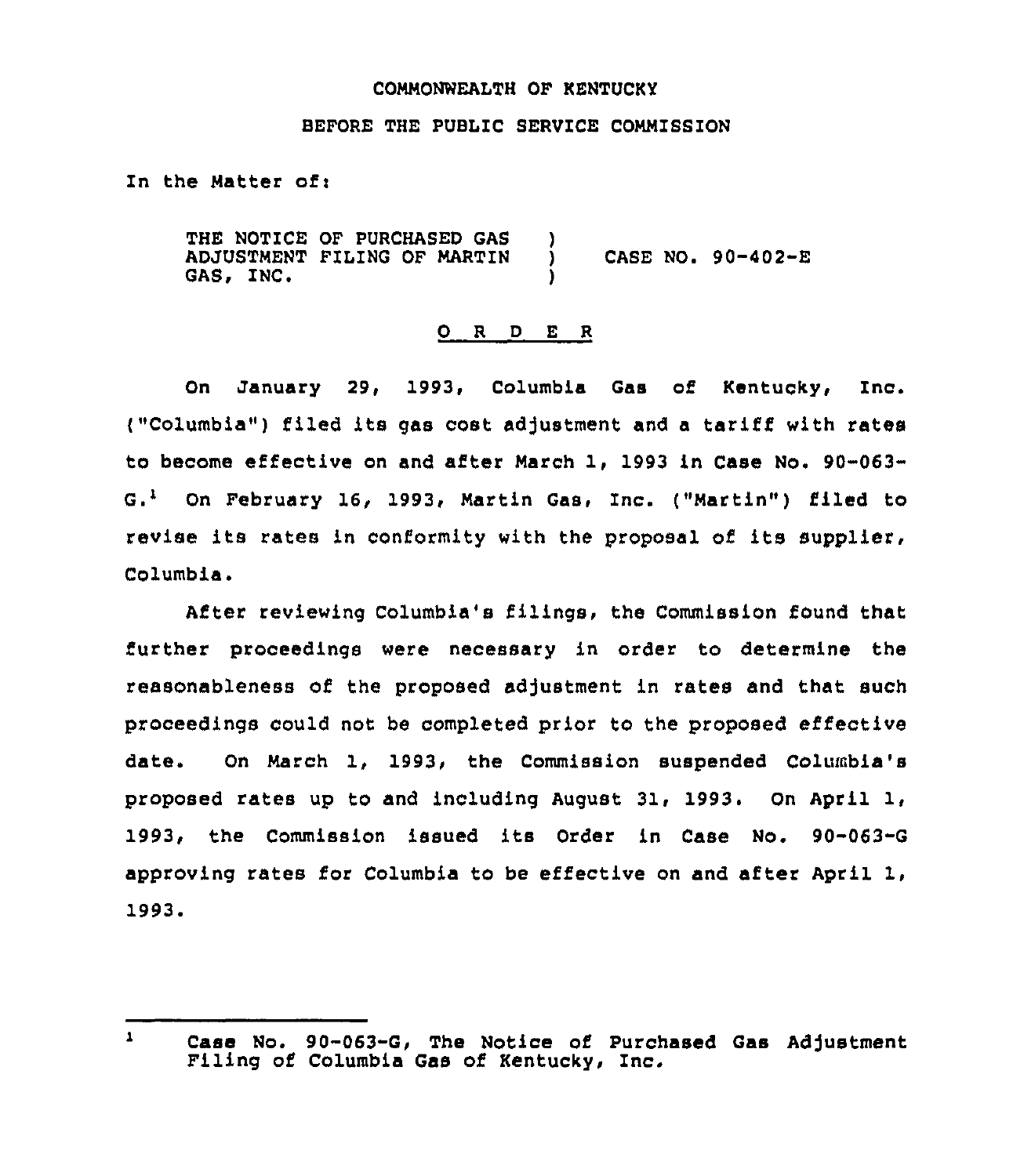COMMONWEALTH OF KENTUCKY

BEFORE THE PUBLIC SERVICE COMMISSION

In the Matter of:

THE NOTICE OF PURCHASED GAS ADJUSTMENT FILING OF MARTIN GAS, INC. ) CASE NO. 90-402-E

## O R D E R

On January 29, 1993, Columbia Gas of Kentucky, Inc. ("Columbia") filed its gas cost adjustment and a tariff with rates to become effective on and after March 1, 1993 in Case No. 90-063-G.[1] On February 16, 1993, Martin Gas, Inc. ("Martin") filed to revise its rates in conformity with the proposal of its supplier, Columbia.

After reviewing Columbia's filings, the Commission found that further proceedings were necessary in order to determine the reasonableness of the proposed adjustment in rates and that such proceedings could not be completed prior to the proposed effective date. On March 1, 1993, the Commission suspended Columbia's proposed rates up to and including August 31, 1993. On April 1, 1993, the Commission issued its Order in Case No. 90-063-G approving rates for Columbia to be effective on and after April 1, 1993.

[1] Case No. 90-063-G, The Notice of Purchased Gas Adjustment Filing of Columbia Gas of Kentucky, Inc.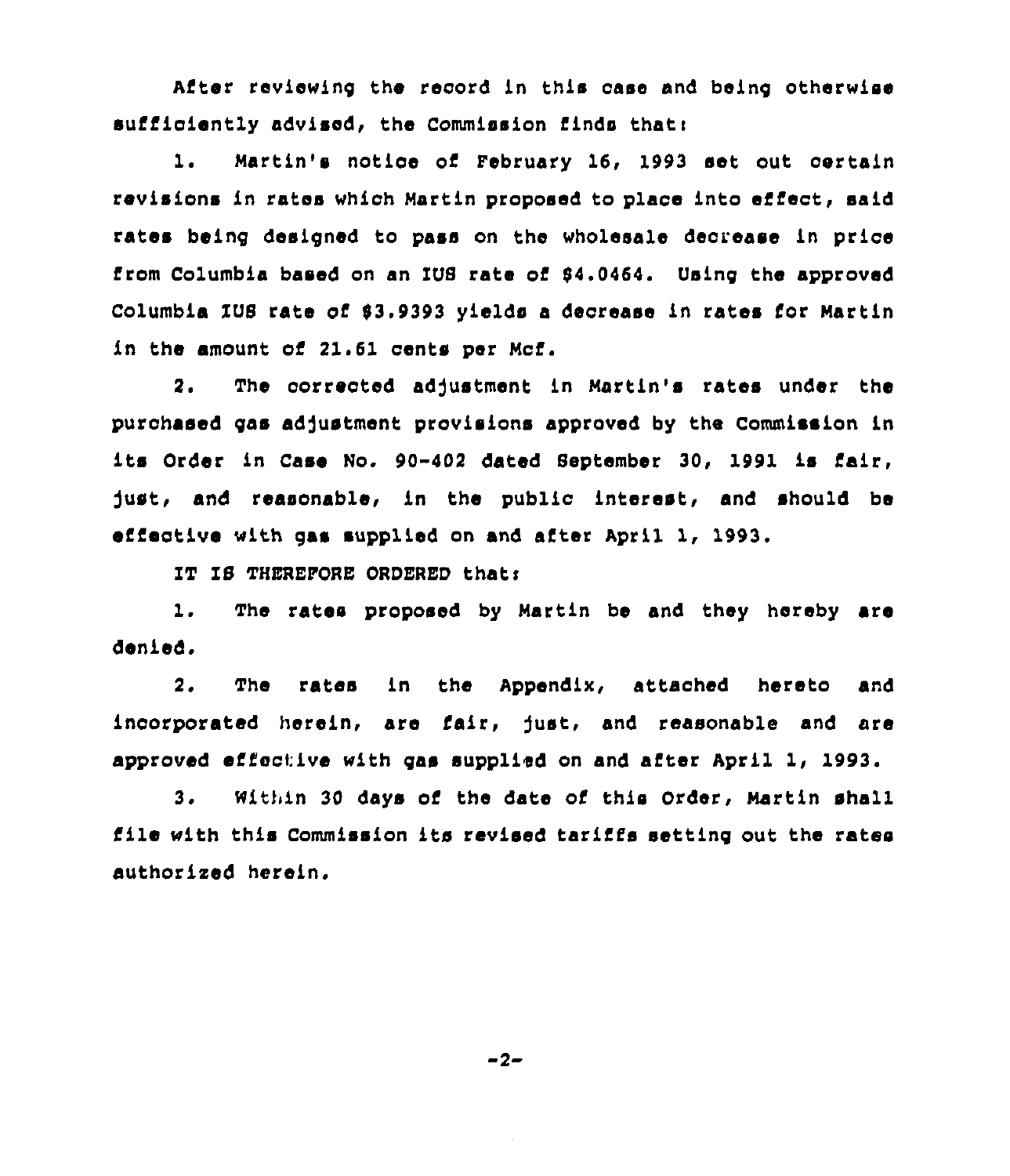After reviewing the record in this case and being otherwise sufficiently advised, the Commission finds that:

1. Martin's notice of February 16, 1993 set out certain revisions in rates which Martin proposed to place into effect, said rates being designed to pass on the wholesale decrease in price from Columbia based on an IUS rate of $4.0464. Using the approved Columbia IUS rate of $3.9393 yields a decrease in rates for Martin in the amount of 21.61 cents per Mcf.

2. The corrected adjustment in Martin's rates under the purchased gas adjustment provisions approved by the Commission in its Order in Case No. 90-402 dated September 30, 1991 is fair, just, and reasonable, in the public interest, and should be effective with gas supplied on and after April 1, 1993.

IT IS THEREFORE ORDERED that:

1. The rates proposed by Martin be and they hereby are denied.

2. The rates in the Appendix, attached hereto and incorporated herein, are fair, just, and reasonable and are approved effective with gas supplied on and after April 1, 1993.

3. Within 30 days of the date of this Order, Martin shall file with this Commission its revised tariffs setting out the rates authorized herein.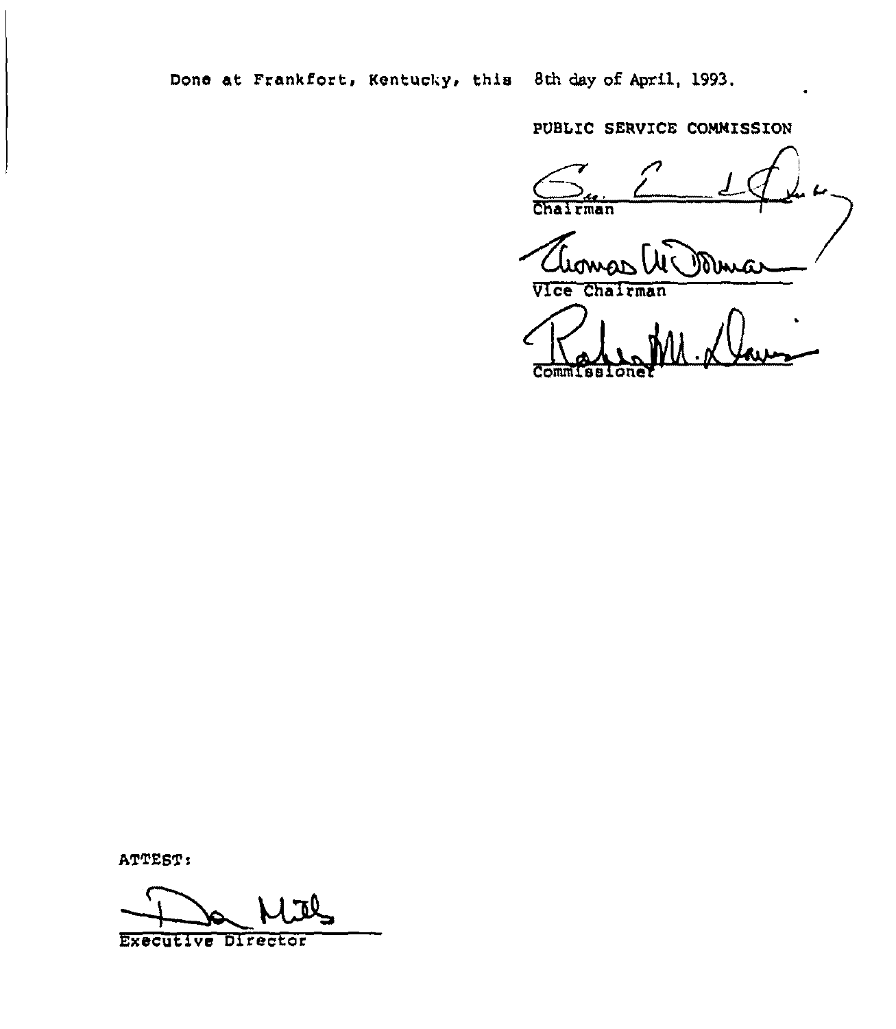Done at Frankfort, Kentucky, this 8th day of April, 1993.

PUBLIC SERVICE COMMISSION

Chairman

Vice Chairman

Commissioner

ATTEST:

Executive Director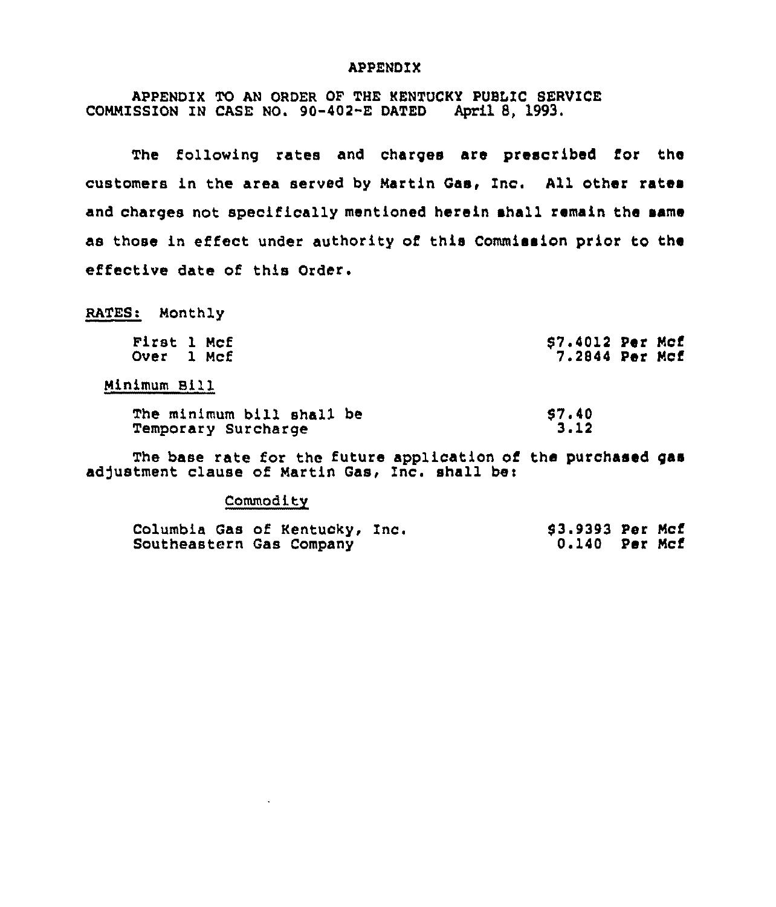# APPENDIX

APPENDIX TO AN ORDER OF THE KENTUCKY PUBLIC SERVICE COMMISSION IN CASE NO. 90-402-E DATED April 8, 1993.

The following rates and charges are prescribed for the customers in the area served by Martin Gas, Inc. All other rates and charges not specifically mentioned herein shall remain the same as those in effect under authority of this Commission prior to the effective date of this Order.

RATES: Monthly

| | |
|---|---|
| First 1 Mcf | $7.4012 Per Mcf |
| Over 1 Mcf | 7.2844 Per Mcf |

Minimum Bill

| | |
|---|---|
| The minimum bill shall be | $7.40 |
| Temporary Surcharge | 3.12 |

The base rate for the future application of the purchased gas adjustment clause of Martin Gas, Inc. shall be:

Commodity

| | |
|---|---|
| Columbia Gas of Kentucky, Inc. | $3.9393 Per Mcf |
| Southeastern Gas Company | 0.140 Per Mcf |